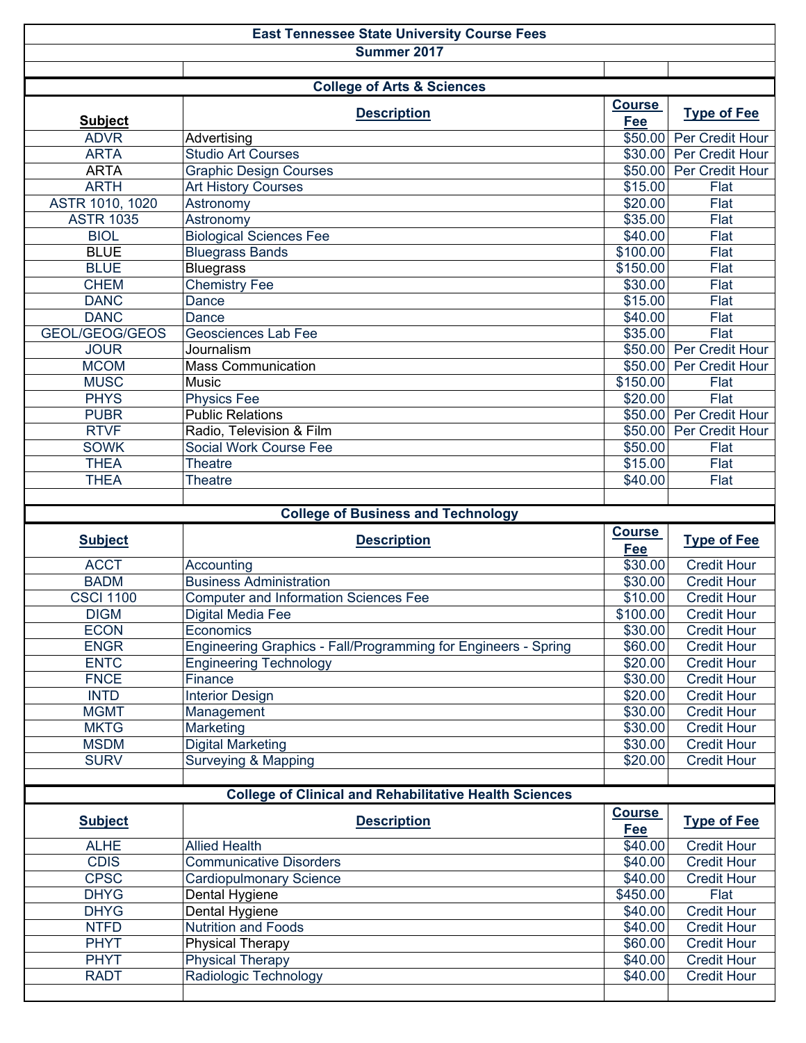# East Tennessee State University Course Fees

## Summer 2017

### College of Arts & Sciences

| Subject | Description | Course Fee | Type of Fee |
|---|---|---|---|
| ADVR | Advertising | $50.00 | Per Credit Hour |
| ARTA | Studio Art Courses | $30.00 | Per Credit Hour |
| ARTA | Graphic Design Courses | $50.00 | Per Credit Hour |
| ARTH | Art History Courses | $15.00 | Flat |
| ASTR 1010, 1020 | Astronomy | $20.00 | Flat |
| ASTR 1035 | Astronomy | $35.00 | Flat |
| BIOL | Biological Sciences Fee | $40.00 | Flat |
| BLUE | Bluegrass Bands | $100.00 | Flat |
| BLUE | Bluegrass | $150.00 | Flat |
| CHEM | Chemistry Fee | $30.00 | Flat |
| DANC | Dance | $15.00 | Flat |
| DANC | Dance | $40.00 | Flat |
| GEOL/GEOG/GEOS | Geosciences Lab Fee | $35.00 | Flat |
| JOUR | Journalism | $50.00 | Per Credit Hour |
| MCOM | Mass Communication | $50.00 | Per Credit Hour |
| MUSC | Music | $150.00 | Flat |
| PHYS | Physics Fee | $20.00 | Flat |
| PUBR | Public Relations | $50.00 | Per Credit Hour |
| RTVF | Radio, Television & Film | $50.00 | Per Credit Hour |
| SOWK | Social Work Course Fee | $50.00 | Flat |
| THEA | Theatre | $15.00 | Flat |
| THEA | Theatre | $40.00 | Flat |

### College of Business and Technology

| Subject | Description | Course Fee | Type of Fee |
|---|---|---|---|
| ACCT | Accounting | $30.00 | Credit Hour |
| BADM | Business Administration | $30.00 | Credit Hour |
| CSCI 1100 | Computer and Information Sciences Fee | $10.00 | Credit Hour |
| DIGM | Digital Media Fee | $100.00 | Credit Hour |
| ECON | Economics | $30.00 | Credit Hour |
| ENGR | Engineering Graphics - Fall/Programming for Engineers - Spring | $60.00 | Credit Hour |
| ENTC | Engineering Technology | $20.00 | Credit Hour |
| FNCE | Finance | $30.00 | Credit Hour |
| INTD | Interior Design | $20.00 | Credit Hour |
| MGMT | Management | $30.00 | Credit Hour |
| MKTG | Marketing | $30.00 | Credit Hour |
| MSDM | Digital Marketing | $30.00 | Credit Hour |
| SURV | Surveying & Mapping | $20.00 | Credit Hour |

### College of Clinical and Rehabilitative Health Sciences

| Subject | Description | Course Fee | Type of Fee |
|---|---|---|---|
| ALHE | Allied Health | $40.00 | Credit Hour |
| CDIS | Communicative Disorders | $40.00 | Credit Hour |
| CPSC | Cardiopulmonary Science | $40.00 | Credit Hour |
| DHYG | Dental Hygiene | $450.00 | Flat |
| DHYG | Dental Hygiene | $40.00 | Credit Hour |
| NTFD | Nutrition and Foods | $40.00 | Credit Hour |
| PHYT | Physical Therapy | $60.00 | Credit Hour |
| PHYT | Physical Therapy | $40.00 | Credit Hour |
| RADT | Radiologic Technology | $40.00 | Credit Hour |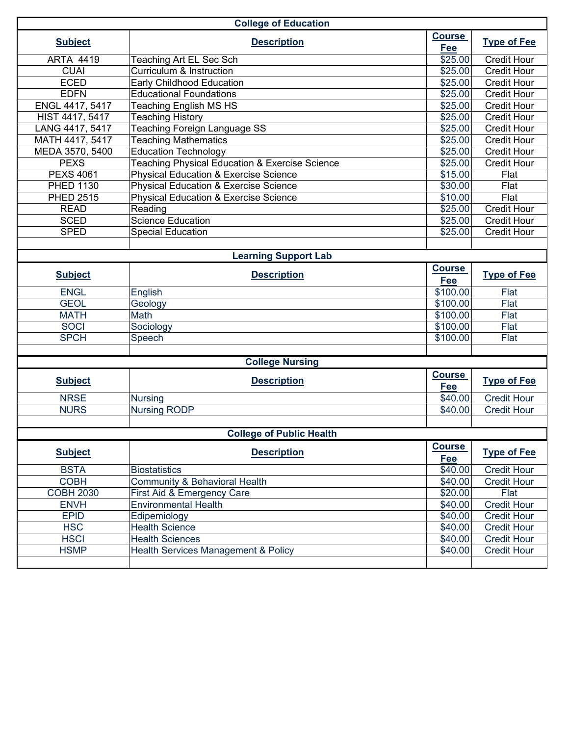## College of Education

| Subject | Description | Course Fee | Type of Fee |
|---|---|---|---|
| ARTA 4419 | Teaching Art EL Sec Sch | $25.00 | Credit Hour |
| CUAI | Curriculum & Instruction | $25.00 | Credit Hour |
| ECED | Early Childhood Education | $25.00 | Credit Hour |
| EDFN | Educational Foundations | $25.00 | Credit Hour |
| ENGL 4417, 5417 | Teaching English MS HS | $25.00 | Credit Hour |
| HIST 4417, 5417 | Teaching History | $25.00 | Credit Hour |
| LANG 4417, 5417 | Teaching Foreign Language SS | $25.00 | Credit Hour |
| MATH 4417, 5417 | Teaching Mathematics | $25.00 | Credit Hour |
| MEDA 3570, 5400 | Education Technology | $25.00 | Credit Hour |
| PEXS | Teaching Physical Education & Exercise Science | $25.00 | Credit Hour |
| PEXS 4061 | Physical Education & Exercise Science | $15.00 | Flat |
| PHED 1130 | Physical Education & Exercise Science | $30.00 | Flat |
| PHED 2515 | Physical Education & Exercise Science | $10.00 | Flat |
| READ | Reading | $25.00 | Credit Hour |
| SCED | Science Education | $25.00 | Credit Hour |
| SPED | Special Education | $25.00 | Credit Hour |

## Learning Support Lab

| Subject | Description | Course Fee | Type of Fee |
|---|---|---|---|
| ENGL | English | $100.00 | Flat |
| GEOL | Geology | $100.00 | Flat |
| MATH | Math | $100.00 | Flat |
| SOCI | Sociology | $100.00 | Flat |
| SPCH | Speech | $100.00 | Flat |

## College Nursing

| Subject | Description | Course Fee | Type of Fee |
|---|---|---|---|
| NRSE | Nursing | $40.00 | Credit Hour |
| NURS | Nursing RODP | $40.00 | Credit Hour |

## College of Public Health

| Subject | Description | Course Fee | Type of Fee |
|---|---|---|---|
| BSTA | Biostatistics | $40.00 | Credit Hour |
| COBH | Community & Behavioral Health | $40.00 | Credit Hour |
| COBH 2030 | First Aid & Emergency Care | $20.00 | Flat |
| ENVH | Environmental Health | $40.00 | Credit Hour |
| EPID | Edipemiology | $40.00 | Credit Hour |
| HSC | Health Science | $40.00 | Credit Hour |
| HSCI | Health Sciences | $40.00 | Credit Hour |
| HSMP | Health Services Management & Policy | $40.00 | Credit Hour |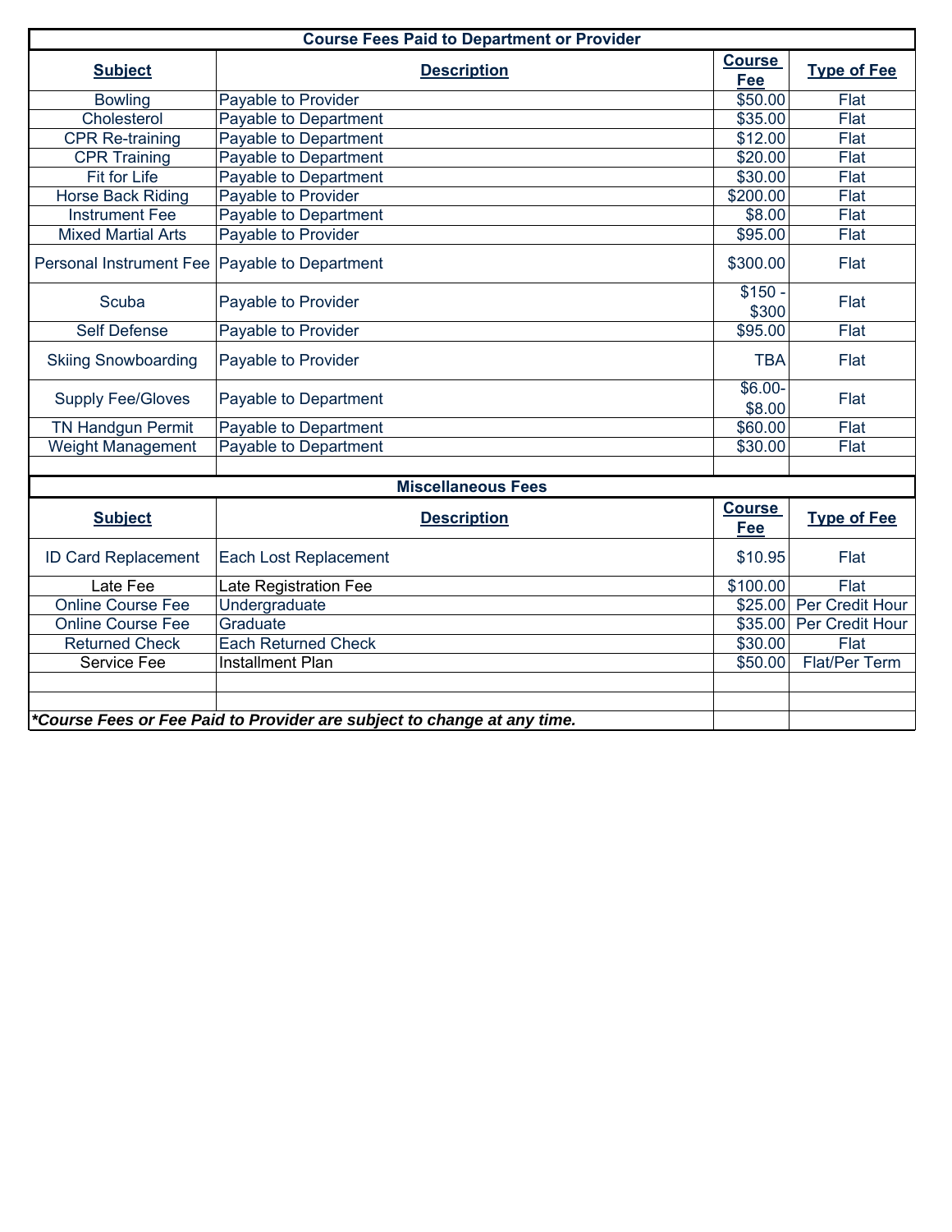| Course Fees Paid to Department or Provider | | | |
|---|---|---|---|
| **Subject** | **Description** | **Course Fee** | **Type of Fee** |
| Bowling | Payable to Provider | $50.00 | Flat |
| Cholesterol | Payable to Department | $35.00 | Flat |
| CPR Re-training | Payable to Department | $12.00 | Flat |
| CPR Training | Payable to Department | $20.00 | Flat |
| Fit for Life | Payable to Department | $30.00 | Flat |
| Horse Back Riding | Payable to Provider | $200.00 | Flat |
| Instrument Fee | Payable to Department | $8.00 | Flat |
| Mixed Martial Arts | Payable to Provider | $95.00 | Flat |
| Personal Instrument Fee | Payable to Department | $300.00 | Flat |
| Scuba | Payable to Provider | $150 - $300 | Flat |
| Self Defense | Payable to Provider | $95.00 | Flat |
| Skiing Snowboarding | Payable to Provider | TBA | Flat |
| Supply Fee/Gloves | Payable to Department | $6.00-$8.00 | Flat |
| TN Handgun Permit | Payable to Department | $60.00 | Flat |
| Weight Management | Payable to Department | $30.00 | Flat |

| Miscellaneous Fees | | | |
|---|---|---|---|
| **Subject** | **Description** | **Course Fee** | **Type of Fee** |
| ID Card Replacement | Each Lost Replacement | $10.95 | Flat |
| Late Fee | Late Registration Fee | $100.00 | Flat |
| Online Course Fee | Undergraduate | $25.00 | Per Credit Hour |
| Online Course Fee | Graduate | $35.00 | Per Credit Hour |
| Returned Check | Each Returned Check | $30.00 | Flat |
| Service Fee | Installment Plan | $50.00 | Flat/Per Term |

***Course Fees or Fee Paid to Provider are subject to change at any time.***